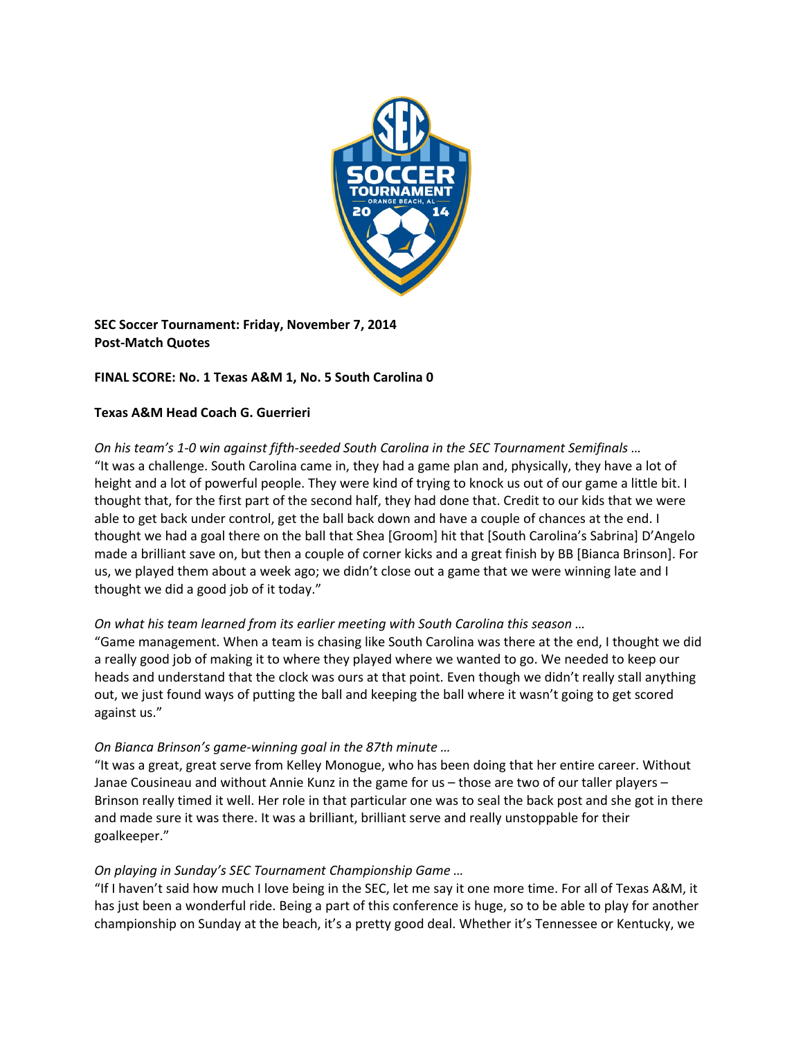**SEC Soccer Tournament: Friday, November 7, 2014**
**Post-Match Quotes**

**FINAL SCORE: No. 1 Texas A&M 1, No. 5 South Carolina 0**

**Texas A&M Head Coach G. Guerrieri**

*On his team's 1-0 win against fifth-seeded South Carolina in the SEC Tournament Semifinals …*
"It was a challenge. South Carolina came in, they had a game plan and, physically, they have a lot of height and a lot of powerful people. They were kind of trying to knock us out of our game a little bit. I thought that, for the first part of the second half, they had done that. Credit to our kids that we were able to get back under control, get the ball back down and have a couple of chances at the end. I thought we had a goal there on the ball that Shea [Groom] hit that [South Carolina's Sabrina] D'Angelo made a brilliant save on, but then a couple of corner kicks and a great finish by BB [Bianca Brinson]. For us, we played them about a week ago; we didn't close out a game that we were winning late and I thought we did a good job of it today."

*On what his team learned from its earlier meeting with South Carolina this season …*
"Game management. When a team is chasing like South Carolina was there at the end, I thought we did a really good job of making it to where they played where we wanted to go. We needed to keep our heads and understand that the clock was ours at that point. Even though we didn't really stall anything out, we just found ways of putting the ball and keeping the ball where it wasn't going to get scored against us."

*On Bianca Brinson's game-winning goal in the 87th minute …*
"It was a great, great serve from Kelley Monogue, who has been doing that her entire career. Without Janae Cousineau and without Annie Kunz in the game for us – those are two of our taller players – Brinson really timed it well. Her role in that particular one was to seal the back post and she got in there and made sure it was there. It was a brilliant, brilliant serve and really unstoppable for their goalkeeper."

*On playing in Sunday's SEC Tournament Championship Game …*
"If I haven't said how much I love being in the SEC, let me say it one more time. For all of Texas A&M, it has just been a wonderful ride. Being a part of this conference is huge, so to be able to play for another championship on Sunday at the beach, it's a pretty good deal. Whether it's Tennessee or Kentucky, we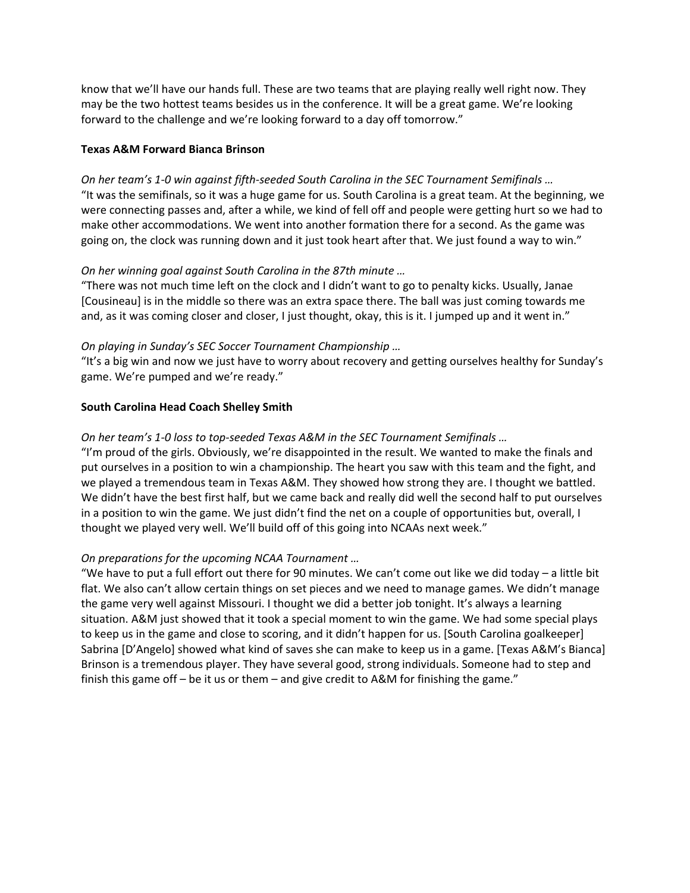know that we'll have our hands full. These are two teams that are playing really well right now. They may be the two hottest teams besides us in the conference. It will be a great game. We're looking forward to the challenge and we're looking forward to a day off tomorrow."

**Texas A&M Forward Bianca Brinson**

*On her team's 1-0 win against fifth-seeded South Carolina in the SEC Tournament Semifinals …*
"It was the semifinals, so it was a huge game for us. South Carolina is a great team. At the beginning, we were connecting passes and, after a while, we kind of fell off and people were getting hurt so we had to make other accommodations. We went into another formation there for a second. As the game was going on, the clock was running down and it just took heart after that. We just found a way to win."

*On her winning goal against South Carolina in the 87th minute …*
"There was not much time left on the clock and I didn't want to go to penalty kicks. Usually, Janae [Cousineau] is in the middle so there was an extra space there. The ball was just coming towards me and, as it was coming closer and closer, I just thought, okay, this is it. I jumped up and it went in."

*On playing in Sunday's SEC Soccer Tournament Championship …*
"It's a big win and now we just have to worry about recovery and getting ourselves healthy for Sunday's game. We're pumped and we're ready."

**South Carolina Head Coach Shelley Smith**

*On her team's 1-0 loss to top-seeded Texas A&M in the SEC Tournament Semifinals …*
"I'm proud of the girls. Obviously, we're disappointed in the result. We wanted to make the finals and put ourselves in a position to win a championship. The heart you saw with this team and the fight, and we played a tremendous team in Texas A&M. They showed how strong they are. I thought we battled. We didn't have the best first half, but we came back and really did well the second half to put ourselves in a position to win the game. We just didn't find the net on a couple of opportunities but, overall, I thought we played very well. We'll build off of this going into NCAAs next week."

*On preparations for the upcoming NCAA Tournament …*
"We have to put a full effort out there for 90 minutes. We can't come out like we did today – a little bit flat. We also can't allow certain things on set pieces and we need to manage games. We didn't manage the game very well against Missouri. I thought we did a better job tonight. It's always a learning situation. A&M just showed that it took a special moment to win the game. We had some special plays to keep us in the game and close to scoring, and it didn't happen for us. [South Carolina goalkeeper] Sabrina [D'Angelo] showed what kind of saves she can make to keep us in a game. [Texas A&M's Bianca] Brinson is a tremendous player. They have several good, strong individuals. Someone had to step and finish this game off – be it us or them – and give credit to A&M for finishing the game."